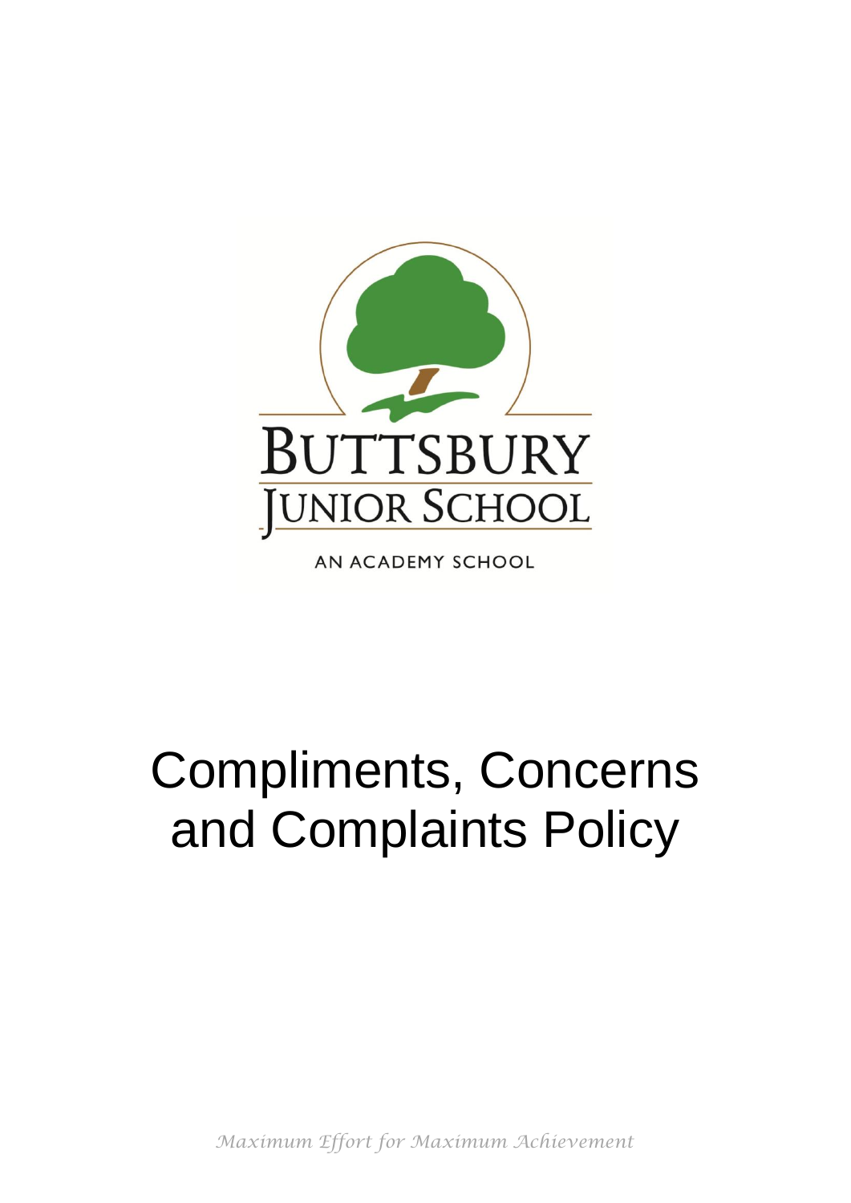BUTTSBURY
JUNIOR SCHOOL

AN ACADEMY SCHOOL

# Compliments, Concerns and Complaints Policy

*Maximum Effort for Maximum Achievement*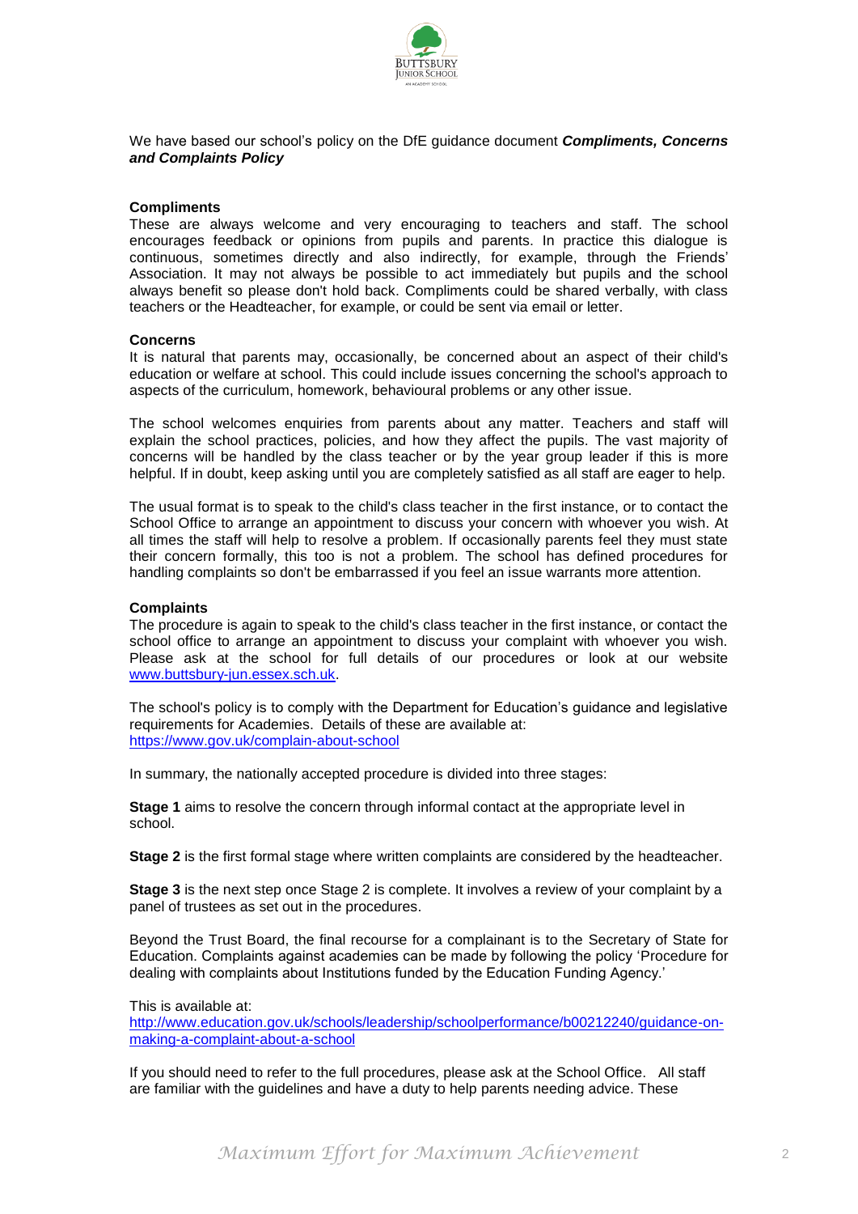We have based our school's policy on the DfE guidance document ***Compliments, Concerns and Complaints Policy***

**Compliments**

These are always welcome and very encouraging to teachers and staff. The school encourages feedback or opinions from pupils and parents. In practice this dialogue is continuous, sometimes directly and also indirectly, for example, through the Friends' Association. It may not always be possible to act immediately but pupils and the school always benefit so please don't hold back. Compliments could be shared verbally, with class teachers or the Headteacher, for example, or could be sent via email or letter.

**Concerns**

It is natural that parents may, occasionally, be concerned about an aspect of their child's education or welfare at school. This could include issues concerning the school's approach to aspects of the curriculum, homework, behavioural problems or any other issue.

The school welcomes enquiries from parents about any matter. Teachers and staff will explain the school practices, policies, and how they affect the pupils. The vast majority of concerns will be handled by the class teacher or by the year group leader if this is more helpful. If in doubt, keep asking until you are completely satisfied as all staff are eager to help.

The usual format is to speak to the child's class teacher in the first instance, or to contact the School Office to arrange an appointment to discuss your concern with whoever you wish. At all times the staff will help to resolve a problem. If occasionally parents feel they must state their concern formally, this too is not a problem. The school has defined procedures for handling complaints so don't be embarrassed if you feel an issue warrants more attention.

**Complaints**

The procedure is again to speak to the child's class teacher in the first instance, or contact the school office to arrange an appointment to discuss your complaint with whoever you wish. Please ask at the school for full details of our procedures or look at our website www.buttsbury-jun.essex.sch.uk.

The school's policy is to comply with the Department for Education's guidance and legislative requirements for Academies. Details of these are available at:
https://www.gov.uk/complain-about-school

In summary, the nationally accepted procedure is divided into three stages:

**Stage 1** aims to resolve the concern through informal contact at the appropriate level in school.

**Stage 2** is the first formal stage where written complaints are considered by the headteacher.

**Stage 3** is the next step once Stage 2 is complete. It involves a review of your complaint by a panel of trustees as set out in the procedures.

Beyond the Trust Board, the final recourse for a complainant is to the Secretary of State for Education. Complaints against academies can be made by following the policy 'Procedure for dealing with complaints about Institutions funded by the Education Funding Agency.'

This is available at:
http://www.education.gov.uk/schools/leadership/schoolperformance/b00212240/guidance-on-making-a-complaint-about-a-school

If you should need to refer to the full procedures, please ask at the School Office. All staff are familiar with the guidelines and have a duty to help parents needing advice. These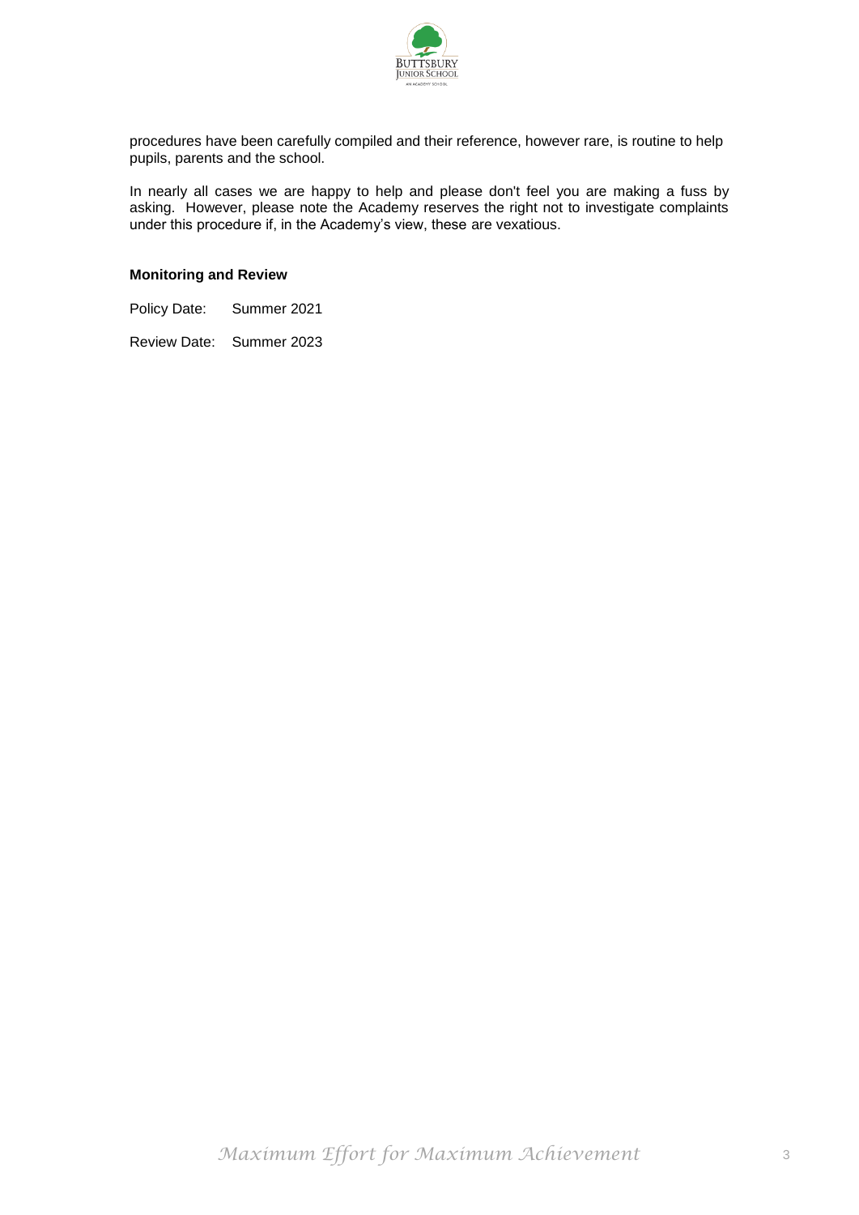procedures have been carefully compiled and their reference, however rare, is routine to help pupils, parents and the school.

In nearly all cases we are happy to help and please don't feel you are making a fuss by asking. However, please note the Academy reserves the right not to investigate complaints under this procedure if, in the Academy's view, these are vexatious.

**Monitoring and Review**

Policy Date: Summer 2021

Review Date: Summer 2023